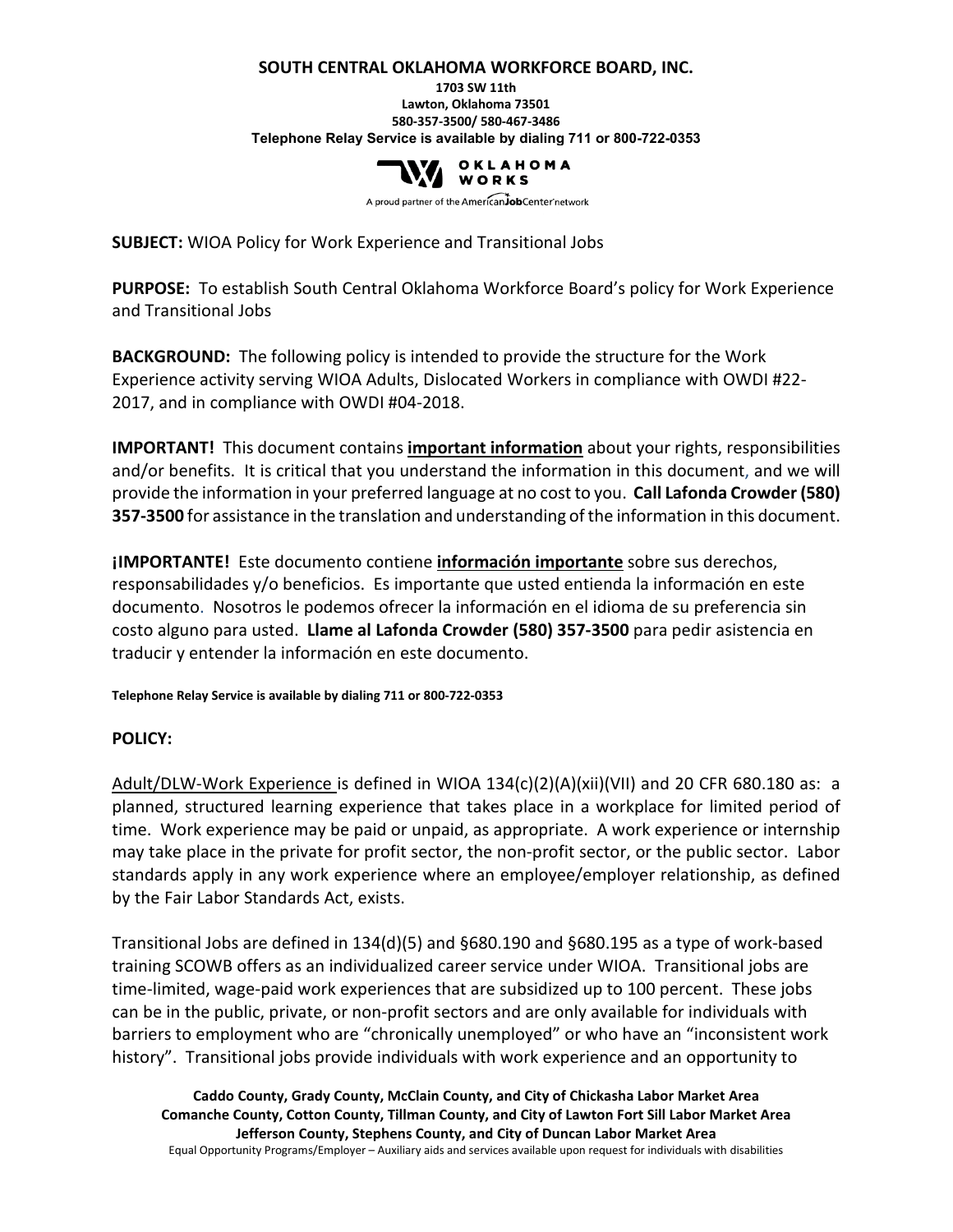**SOUTH CENTRAL OKLAHOMA WORKFORCE BOARD, INC.**

**1703 SW 11th**
**Lawton, Oklahoma 73501**
**580-357-3500/ 580-467-3486**
**Telephone Relay Service is available by dialing 711 or 800-722-0353**

OKLAHOMA WORKS
A proud partner of the AmericanJobCenter network

**SUBJECT:** WIOA Policy for Work Experience and Transitional Jobs

**PURPOSE:** To establish South Central Oklahoma Workforce Board's policy for Work Experience and Transitional Jobs

**BACKGROUND:** The following policy is intended to provide the structure for the Work Experience activity serving WIOA Adults, Dislocated Workers in compliance with OWDI #22-2017, and in compliance with OWDI #04-2018.

**IMPORTANT!** This document contains **important information** about your rights, responsibilities and/or benefits. It is critical that you understand the information in this document, and we will provide the information in your preferred language at no cost to you. **Call Lafonda Crowder (580) 357-3500** for assistance in the translation and understanding of the information in this document.

**¡IMPORTANTE!** Este documento contiene **información importante** sobre sus derechos, responsabilidades y/o beneficios. Es importante que usted entienda la información en este documento. Nosotros le podemos ofrecer la información en el idioma de su preferencia sin costo alguno para usted. **Llame al Lafonda Crowder (580) 357-3500** para pedir asistencia en traducir y entender la información en este documento.

**Telephone Relay Service is available by dialing 711 or 800-722-0353**

**POLICY:**

Adult/DLW-Work Experience is defined in WIOA 134(c)(2)(A)(xii)(VII) and 20 CFR 680.180 as: a planned, structured learning experience that takes place in a workplace for limited period of time. Work experience may be paid or unpaid, as appropriate. A work experience or internship may take place in the private for profit sector, the non-profit sector, or the public sector. Labor standards apply in any work experience where an employee/employer relationship, as defined by the Fair Labor Standards Act, exists.

Transitional Jobs are defined in 134(d)(5) and §680.190 and §680.195 as a type of work-based training SCOWB offers as an individualized career service under WIOA. Transitional jobs are time-limited, wage-paid work experiences that are subsidized up to 100 percent. These jobs can be in the public, private, or non-profit sectors and are only available for individuals with barriers to employment who are "chronically unemployed" or who have an "inconsistent work history". Transitional jobs provide individuals with work experience and an opportunity to

**Caddo County, Grady County, McClain County, and City of Chickasha Labor Market Area**
**Comanche County, Cotton County, Tillman County, and City of Lawton Fort Sill Labor Market Area**
**Jefferson County, Stephens County, and City of Duncan Labor Market Area**
Equal Opportunity Programs/Employer – Auxiliary aids and services available upon request for individuals with disabilities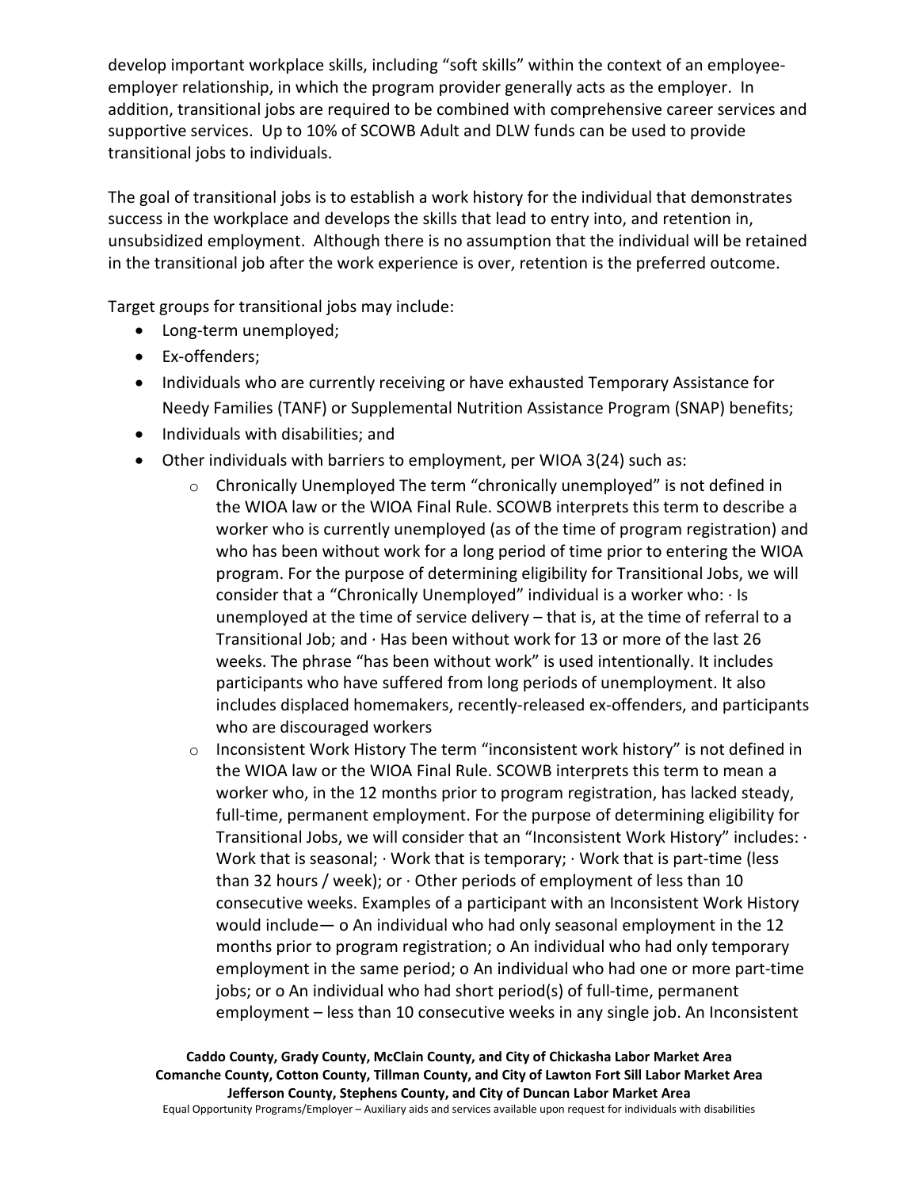develop important workplace skills, including "soft skills" within the context of an employee-employer relationship, in which the program provider generally acts as the employer. In addition, transitional jobs are required to be combined with comprehensive career services and supportive services. Up to 10% of SCOWB Adult and DLW funds can be used to provide transitional jobs to individuals.

The goal of transitional jobs is to establish a work history for the individual that demonstrates success in the workplace and develops the skills that lead to entry into, and retention in, unsubsidized employment. Although there is no assumption that the individual will be retained in the transitional job after the work experience is over, retention is the preferred outcome.

Target groups for transitional jobs may include:

- Long-term unemployed;
- Ex-offenders;
- Individuals who are currently receiving or have exhausted Temporary Assistance for Needy Families (TANF) or Supplemental Nutrition Assistance Program (SNAP) benefits;
- Individuals with disabilities; and
- Other individuals with barriers to employment, per WIOA 3(24) such as:
    - Chronically Unemployed The term "chronically unemployed" is not defined in the WIOA law or the WIOA Final Rule. SCOWB interprets this term to describe a worker who is currently unemployed (as of the time of program registration) and who has been without work for a long period of time prior to entering the WIOA program. For the purpose of determining eligibility for Transitional Jobs, we will consider that a "Chronically Unemployed" individual is a worker who: · Is unemployed at the time of service delivery – that is, at the time of referral to a Transitional Job; and · Has been without work for 13 or more of the last 26 weeks. The phrase "has been without work" is used intentionally. It includes participants who have suffered from long periods of unemployment. It also includes displaced homemakers, recently-released ex-offenders, and participants who are discouraged workers
    - Inconsistent Work History The term "inconsistent work history" is not defined in the WIOA law or the WIOA Final Rule. SCOWB interprets this term to mean a worker who, in the 12 months prior to program registration, has lacked steady, full-time, permanent employment. For the purpose of determining eligibility for Transitional Jobs, we will consider that an "Inconsistent Work History" includes: · Work that is seasonal; · Work that is temporary; · Work that is part-time (less than 32 hours / week); or · Other periods of employment of less than 10 consecutive weeks. Examples of a participant with an Inconsistent Work History would include— o An individual who had only seasonal employment in the 12 months prior to program registration; o An individual who had only temporary employment in the same period; o An individual who had one or more part-time jobs; or o An individual who had short period(s) of full-time, permanent employment – less than 10 consecutive weeks in any single job. An Inconsistent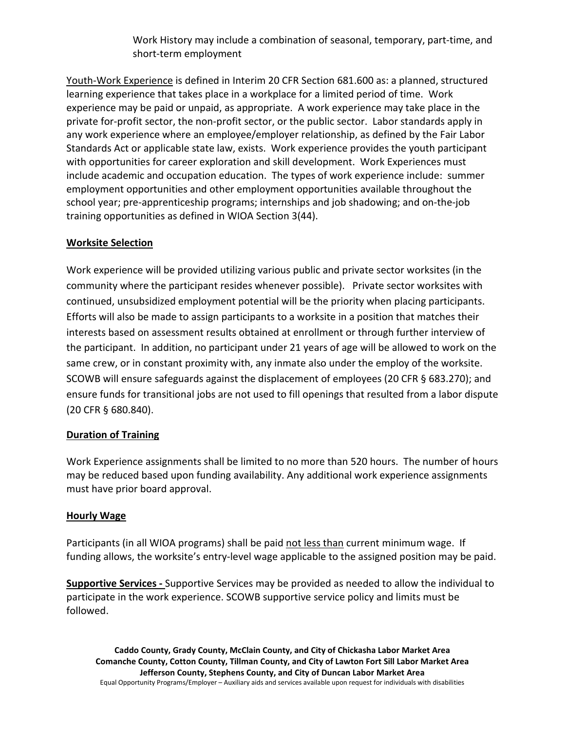Work History may include a combination of seasonal, temporary, part-time, and short-term employment

Youth-Work Experience is defined in Interim 20 CFR Section 681.600 as: a planned, structured learning experience that takes place in a workplace for a limited period of time. Work experience may be paid or unpaid, as appropriate. A work experience may take place in the private for-profit sector, the non-profit sector, or the public sector. Labor standards apply in any work experience where an employee/employer relationship, as defined by the Fair Labor Standards Act or applicable state law, exists. Work experience provides the youth participant with opportunities for career exploration and skill development. Work Experiences must include academic and occupation education. The types of work experience include: summer employment opportunities and other employment opportunities available throughout the school year; pre-apprenticeship programs; internships and job shadowing; and on-the-job training opportunities as defined in WIOA Section 3(44).

**Worksite Selection**

Work experience will be provided utilizing various public and private sector worksites (in the community where the participant resides whenever possible). Private sector worksites with continued, unsubsidized employment potential will be the priority when placing participants. Efforts will also be made to assign participants to a worksite in a position that matches their interests based on assessment results obtained at enrollment or through further interview of the participant. In addition, no participant under 21 years of age will be allowed to work on the same crew, or in constant proximity with, any inmate also under the employ of the worksite. SCOWB will ensure safeguards against the displacement of employees (20 CFR § 683.270); and ensure funds for transitional jobs are not used to fill openings that resulted from a labor dispute (20 CFR § 680.840).

**Duration of Training**

Work Experience assignments shall be limited to no more than 520 hours. The number of hours may be reduced based upon funding availability. Any additional work experience assignments must have prior board approval.

**Hourly Wage**

Participants (in all WIOA programs) shall be paid not less than current minimum wage. If funding allows, the worksite's entry-level wage applicable to the assigned position may be paid.

**Supportive Services -** Supportive Services may be provided as needed to allow the individual to participate in the work experience. SCOWB supportive service policy and limits must be followed.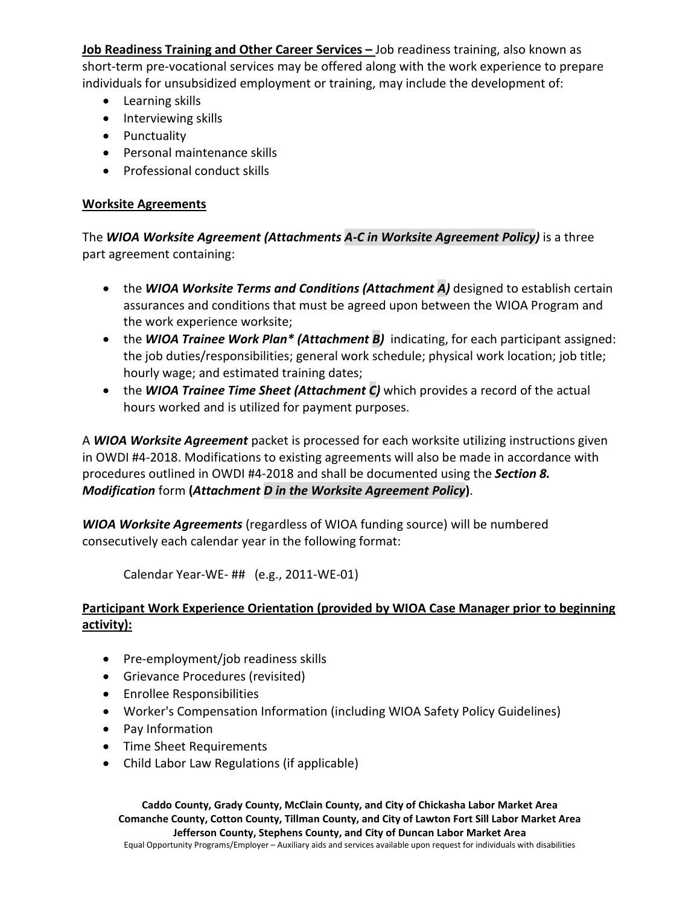**<u>Job Readiness Training and Other Career Services –</u>** Job readiness training, also known as short-term pre-vocational services may be offered along with the work experience to prepare individuals for unsubsidized employment or training, may include the development of:

- Learning skills
- Interviewing skills
- Punctuality
- Personal maintenance skills
- Professional conduct skills

**<u>Worksite Agreements</u>**

The ***WIOA Worksite Agreement (Attachments A-C in Worksite Agreement Policy)*** is a three part agreement containing:

- the ***WIOA Worksite Terms and Conditions (Attachment A)*** designed to establish certain assurances and conditions that must be agreed upon between the WIOA Program and the work experience worksite;
- the ***WIOA Trainee Work Plan* (Attachment B)*** indicating, for each participant assigned: the job duties/responsibilities; general work schedule; physical work location; job title; hourly wage; and estimated training dates;
- the ***WIOA Trainee Time Sheet (Attachment C)*** which provides a record of the actual hours worked and is utilized for payment purposes.

A ***WIOA Worksite Agreement*** packet is processed for each worksite utilizing instructions given in OWDI #4-2018. Modifications to existing agreements will also be made in accordance with procedures outlined in OWDI #4-2018 and shall be documented using the ***Section 8. Modification*** form **(*Attachment D in the Worksite Agreement Policy*)**.

***WIOA Worksite Agreements*** (regardless of WIOA funding source) will be numbered consecutively each calendar year in the following format:

Calendar Year-WE- ## (e.g., 2011-WE-01)

**<u>Participant Work Experience Orientation (provided by WIOA Case Manager prior to beginning activity):</u>**

- Pre-employment/job readiness skills
- Grievance Procedures (revisited)
- Enrollee Responsibilities
- Worker's Compensation Information (including WIOA Safety Policy Guidelines)
- Pay Information
- Time Sheet Requirements
- Child Labor Law Regulations (if applicable)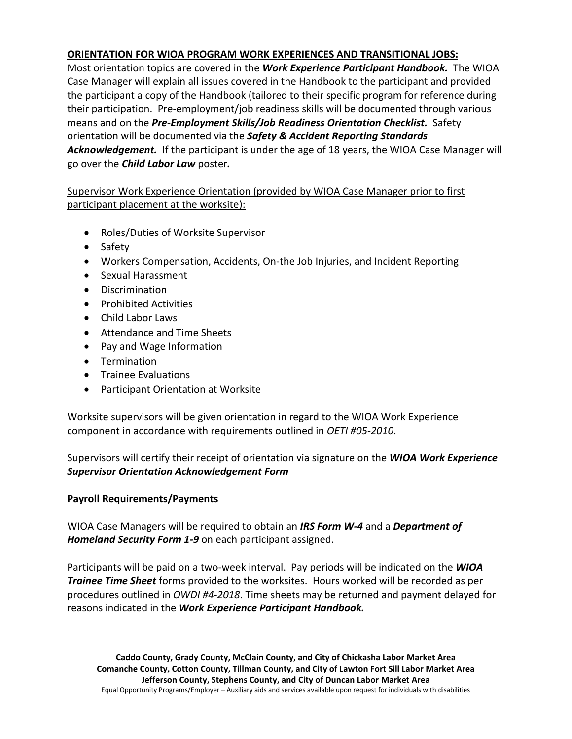**ORIENTATION FOR WIOA PROGRAM WORK EXPERIENCES AND TRANSITIONAL JOBS:**

Most orientation topics are covered in the ***Work Experience Participant Handbook.*** The WIOA Case Manager will explain all issues covered in the Handbook to the participant and provided the participant a copy of the Handbook (tailored to their specific program for reference during their participation. Pre-employment/job readiness skills will be documented through various means and on the ***Pre-Employment Skills/Job Readiness Orientation Checklist.*** Safety orientation will be documented via the ***Safety & Accident Reporting Standards Acknowledgement.*** If the participant is under the age of 18 years, the WIOA Case Manager will go over the ***Child Labor Law*** poster***.***

<u>Supervisor Work Experience Orientation (provided by WIOA Case Manager prior to first participant placement at the worksite):</u>

- Roles/Duties of Worksite Supervisor
- Safety
- Workers Compensation, Accidents, On-the Job Injuries, and Incident Reporting
- Sexual Harassment
- Discrimination
- Prohibited Activities
- Child Labor Laws
- Attendance and Time Sheets
- Pay and Wage Information
- Termination
- Trainee Evaluations
- Participant Orientation at Worksite

Worksite supervisors will be given orientation in regard to the WIOA Work Experience component in accordance with requirements outlined in *OETI #05-2010*.

Supervisors will certify their receipt of orientation via signature on the ***WIOA Work Experience Supervisor Orientation Acknowledgement Form***

**Payroll Requirements/Payments**

WIOA Case Managers will be required to obtain an ***IRS Form W-4*** and a ***Department of Homeland Security Form 1-9*** on each participant assigned.

Participants will be paid on a two-week interval. Pay periods will be indicated on the ***WIOA Trainee Time Sheet*** forms provided to the worksites. Hours worked will be recorded as per procedures outlined in *OWDI #4-2018*. Time sheets may be returned and payment delayed for reasons indicated in the ***Work Experience Participant Handbook.***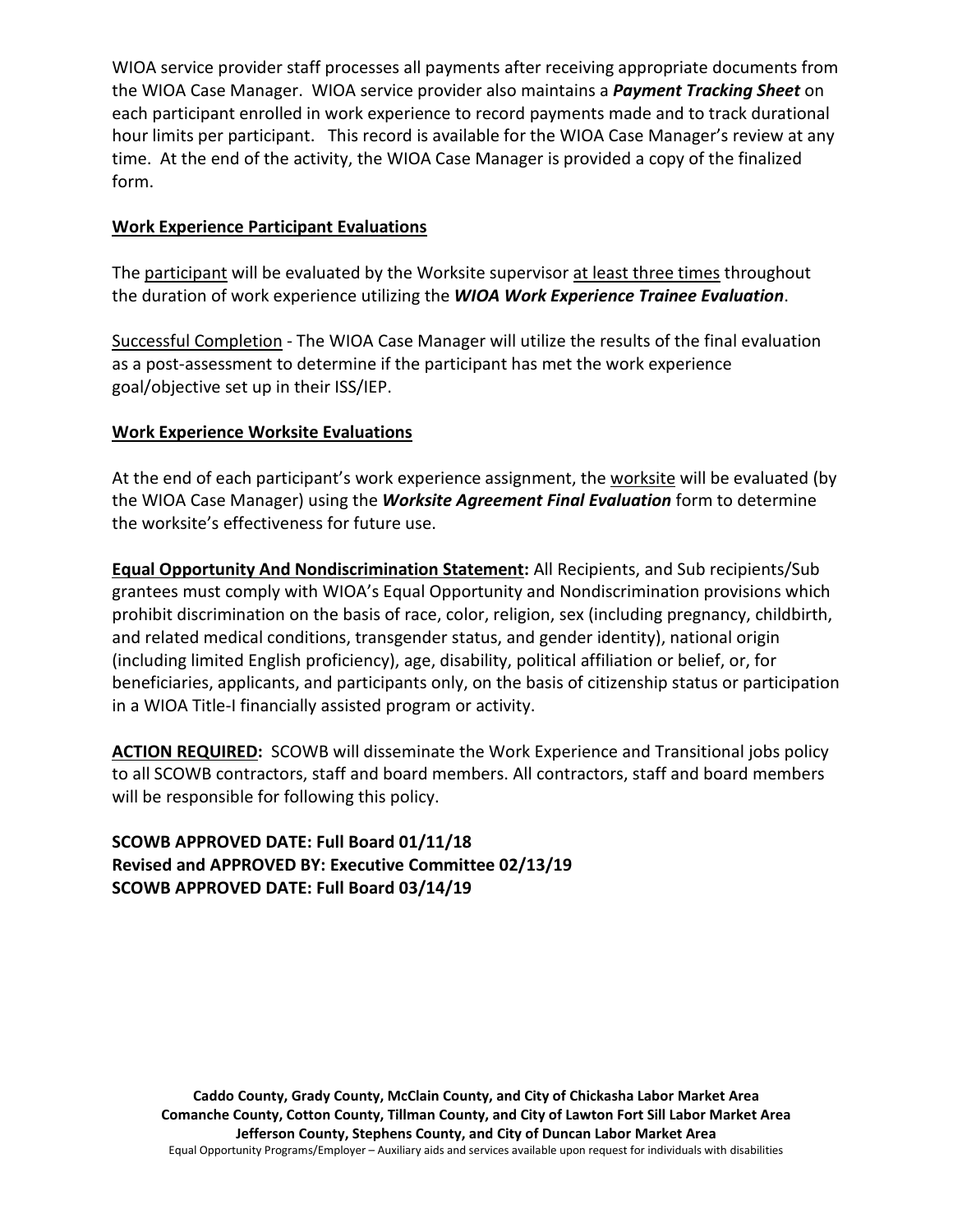WIOA service provider staff processes all payments after receiving appropriate documents from the WIOA Case Manager. WIOA service provider also maintains a ***Payment Tracking Sheet*** on each participant enrolled in work experience to record payments made and to track durational hour limits per participant. This record is available for the WIOA Case Manager's review at any time. At the end of the activity, the WIOA Case Manager is provided a copy of the finalized form.

**Work Experience Participant Evaluations**

The participant will be evaluated by the Worksite supervisor at least three times throughout the duration of work experience utilizing the ***WIOA Work Experience Trainee Evaluation***.

Successful Completion - The WIOA Case Manager will utilize the results of the final evaluation as a post-assessment to determine if the participant has met the work experience goal/objective set up in their ISS/IEP.

**Work Experience Worksite Evaluations**

At the end of each participant's work experience assignment, the worksite will be evaluated (by the WIOA Case Manager) using the ***Worksite Agreement Final Evaluation*** form to determine the worksite's effectiveness for future use.

**Equal Opportunity And Nondiscrimination Statement:** All Recipients, and Sub recipients/Sub grantees must comply with WIOA's Equal Opportunity and Nondiscrimination provisions which prohibit discrimination on the basis of race, color, religion, sex (including pregnancy, childbirth, and related medical conditions, transgender status, and gender identity), national origin (including limited English proficiency), age, disability, political affiliation or belief, or, for beneficiaries, applicants, and participants only, on the basis of citizenship status or participation in a WIOA Title-I financially assisted program or activity.

**ACTION REQUIRED:** SCOWB will disseminate the Work Experience and Transitional jobs policy to all SCOWB contractors, staff and board members. All contractors, staff and board members will be responsible for following this policy.

**SCOWB APPROVED DATE: Full Board 01/11/18**
**Revised and APPROVED BY: Executive Committee 02/13/19**
**SCOWB APPROVED DATE: Full Board 03/14/19**